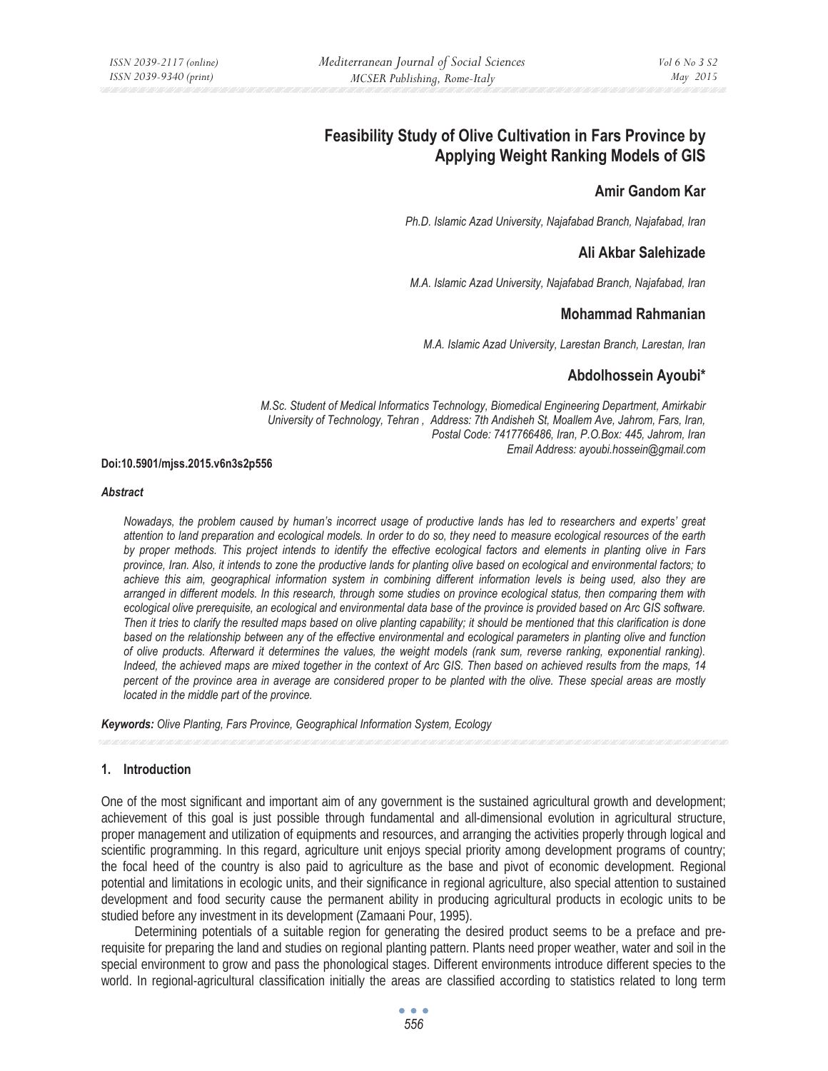# Feasibility Study of Olive Cultivation in Fars Province by Applying Weight Ranking Models of GIS

## Amir Gandom Kar

*Ph.D. Islamic Azad University, Najafabad Branch, Najafabad, Iran*

## Ali Akbar Salehizade

*M.A. Islamic Azad University, Najafabad Branch, Najafabad, Iran*

## Mohammad Rahmanian

*M.A. Islamic Azad University, Larestan Branch, Larestan, Iran*

## Abdolhossein Ayoubi*

*M.Sc. Student of Medical Informatics Technology, Biomedical Engineering Department, Amirkabir University of Technology, Tehran , Address: 7th Andisheh St, Moallem Ave, Jahrom, Fars, Iran, Postal Code: 7417766486, Iran, P.O.Box: 445, Jahrom, Iran*
*Email Address: ayoubi.hossein@gmail.com*

**Doi:10.5901/mjss.2015.v6n3s2p556**

***Abstract***

*Nowadays, the problem caused by human's incorrect usage of productive lands has led to researchers and experts' great attention to land preparation and ecological models. In order to do so, they need to measure ecological resources of the earth by proper methods. This project intends to identify the effective ecological factors and elements in planting olive in Fars province, Iran. Also, it intends to zone the productive lands for planting olive based on ecological and environmental factors; to achieve this aim, geographical information system in combining different information levels is being used, also they are arranged in different models. In this research, through some studies on province ecological status, then comparing them with ecological olive prerequisite, an ecological and environmental data base of the province is provided based on Arc GIS software. Then it tries to clarify the resulted maps based on olive planting capability; it should be mentioned that this clarification is done based on the relationship between any of the effective environmental and ecological parameters in planting olive and function of olive products. Afterward it determines the values, the weight models (rank sum, reverse ranking, exponential ranking). Indeed, the achieved maps are mixed together in the context of Arc GIS. Then based on achieved results from the maps, 14 percent of the province area in average are considered proper to be planted with the olive. These special areas are mostly located in the middle part of the province.*

***Keywords:*** *Olive Planting, Fars Province, Geographical Information System, Ecology*

### 1. Introduction

One of the most significant and important aim of any government is the sustained agricultural growth and development; achievement of this goal is just possible through fundamental and all-dimensional evolution in agricultural structure, proper management and utilization of equipments and resources, and arranging the activities properly through logical and scientific programming. In this regard, agriculture unit enjoys special priority among development programs of country; the focal heed of the country is also paid to agriculture as the base and pivot of economic development. Regional potential and limitations in ecologic units, and their significance in regional agriculture, also special attention to sustained development and food security cause the permanent ability in producing agricultural products in ecologic units to be studied before any investment in its development (Zamaani Pour, 1995).

Determining potentials of a suitable region for generating the desired product seems to be a preface and pre-requisite for preparing the land and studies on regional planting pattern. Plants need proper weather, water and soil in the special environment to grow and pass the phonological stages. Different environments introduce different species to the world. In regional-agricultural classification initially the areas are classified according to statistics related to long term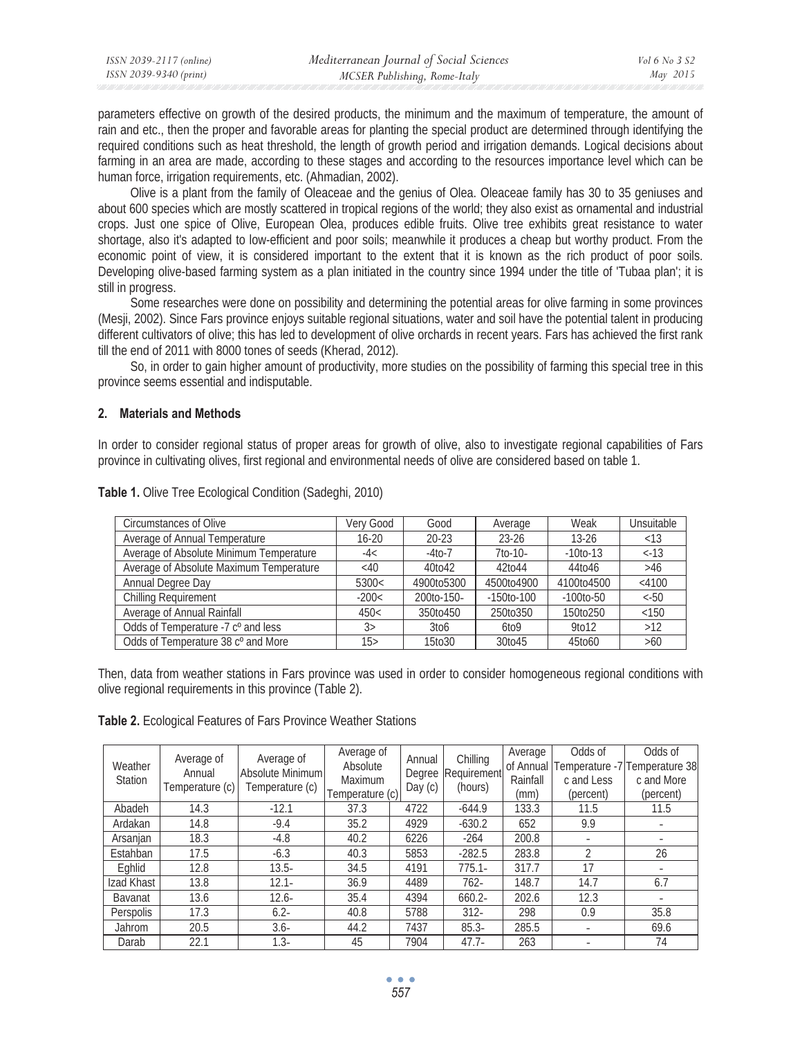parameters effective on growth of the desired products, the minimum and the maximum of temperature, the amount of rain and etc., then the proper and favorable areas for planting the special product are determined through identifying the required conditions such as heat threshold, the length of growth period and irrigation demands. Logical decisions about farming in an area are made, according to these stages and according to the resources importance level which can be human force, irrigation requirements, etc. (Ahmadian, 2002).

Olive is a plant from the family of Oleaceae and the genius of Olea. Oleaceae family has 30 to 35 geniuses and about 600 species which are mostly scattered in tropical regions of the world; they also exist as ornamental and industrial crops. Just one spice of Olive, European Olea, produces edible fruits. Olive tree exhibits great resistance to water shortage, also it's adapted to low-efficient and poor soils; meanwhile it produces a cheap but worthy product. From the economic point of view, it is considered important to the extent that it is known as the rich product of poor soils. Developing olive-based farming system as a plan initiated in the country since 1994 under the title of 'Tubaa plan'; it is still in progress.

Some researches were done on possibility and determining the potential areas for olive farming in some provinces (Mesji, 2002). Since Fars province enjoys suitable regional situations, water and soil have the potential talent in producing different cultivators of olive; this has led to development of olive orchards in recent years. Fars has achieved the first rank till the end of 2011 with 8000 tones of seeds (Kherad, 2012).

So, in order to gain higher amount of productivity, more studies on the possibility of farming this special tree in this province seems essential and indisputable.

## 2. Materials and Methods

In order to consider regional status of proper areas for growth of olive, also to investigate regional capabilities of Fars province in cultivating olives, first regional and environmental needs of olive are considered based on table 1.

**Table 1.** Olive Tree Ecological Condition (Sadeghi, 2010)

| Circumstances of Olive | Very Good | Good | Average | Weak | Unsuitable |
|---|---|---|---|---|---|
| Average of Annual Temperature | 16-20 | 20-23 | 23-26 | 13-26 | <13 |
| Average of Absolute Minimum Temperature | -4< | -4to-7 | 7to-10- | -10to-13 | <-13 |
| Average of Absolute Maximum Temperature | <40 | 40to42 | 42to44 | 44to46 | >46 |
| Annual Degree Day | 5300< | 4900to5300 | 4500to4900 | 4100to4500 | <4100 |
| Chilling Requirement | -200< | 200to-150- | -150to-100 | -100to-50 | <-50 |
| Average of Annual Rainfall | 450< | 350to450 | 250to350 | 150to250 | <150 |
| Odds of Temperature -7 c° and less | 3> | 3to6 | 6to9 | 9to12 | >12 |
| Odds of Temperature 38 c° and More | 15> | 15to30 | 30to45 | 45to60 | >60 |

Then, data from weather stations in Fars province was used in order to consider homogeneous regional conditions with olive regional requirements in this province (Table 2).

**Table 2.** Ecological Features of Fars Province Weather Stations

| Weather Station | Average of Annual Temperature (c) | Average of Absolute Minimum Temperature (c) | Average of Absolute Maximum Temperature (c) | Annual Degree Day (c) | Chilling Requirement (hours) | Average of Annual Rainfall (mm) | Odds of Temperature -7 c and Less (percent) | Odds of Temperature 38 c and More (percent) |
|---|---|---|---|---|---|---|---|---|
| Abadeh | 14.3 | -12.1 | 37.3 | 4722 | -644.9 | 133.3 | 11.5 | 11.5 |
| Ardakan | 14.8 | -9.4 | 35.2 | 4929 | -630.2 | 652 | 9.9 | - |
| Arsanjan | 18.3 | -4.8 | 40.2 | 6226 | -264 | 200.8 | - | - |
| Estahban | 17.5 | -6.3 | 40.3 | 5853 | -282.5 | 283.8 | 2 | 26 |
| Eghlid | 12.8 | 13.5- | 34.5 | 4191 | 775.1- | 317.7 | 17 | - |
| Izad Khast | 13.8 | 12.1- | 36.9 | 4489 | 762- | 148.7 | 14.7 | 6.7 |
| Bavanat | 13.6 | 12.6- | 35.4 | 4394 | 660.2- | 202.6 | 12.3 | - |
| Perspolis | 17.3 | 6.2- | 40.8 | 5788 | 312- | 298 | 0.9 | 35.8 |
| Jahrom | 20.5 | 3.6- | 44.2 | 7437 | 85.3- | 285.5 | - | 69.6 |
| Darab | 22.1 | 1.3- | 45 | 7904 | 47.7- | 263 | - | 74 |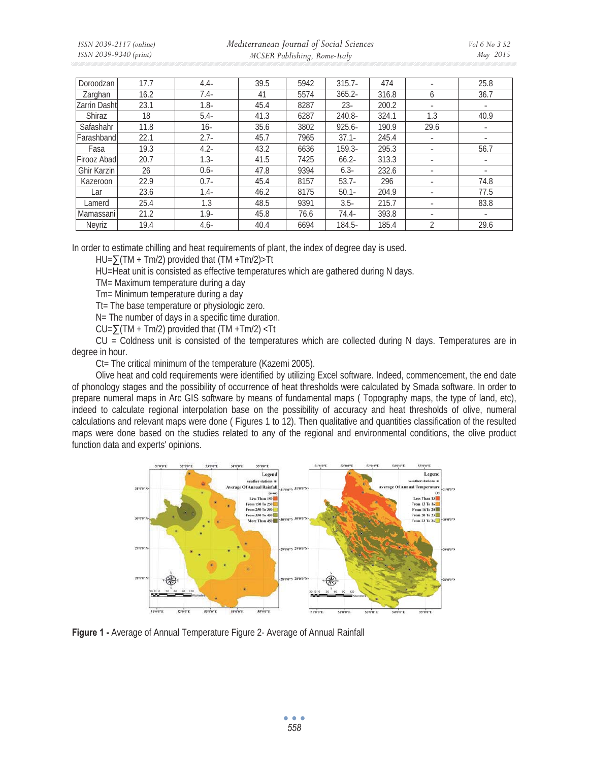| Doroodzan | 17.7 | 4.4- | 39.5 | 5942 | 315.7- | 474 | - | 25.8 |
|---|---|---|---|---|---|---|---|---|
| Zarghan | 16.2 | 7.4- | 41 | 5574 | 365.2- | 316.8 | 6 | 36.7 |
| Zarrin Dasht | 23.1 | 1.8- | 45.4 | 8287 | 23- | 200.2 | - | - |
| Shiraz | 18 | 5.4- | 41.3 | 6287 | 240.8- | 324.1 | 1.3 | 40.9 |
| Safashahr | 11.8 | 16- | 35.6 | 3802 | 925.6- | 190.9 | 29.6 | - |
| Farashband | 22.1 | 2.7- | 45.7 | 7965 | 37.1- | 245.4 | - | - |
| Fasa | 19.3 | 4.2- | 43.2 | 6636 | 159.3- | 295.3 | - | 56.7 |
| Firooz Abad | 20.7 | 1.3- | 41.5 | 7425 | 66.2- | 313.3 | - | - |
| Ghir Karzin | 26 | 0.6- | 47.8 | 9394 | 6.3- | 232.6 | - | - |
| Kazeroon | 22.9 | 0.7- | 45.4 | 8157 | 53.7- | 296 | - | 74.8 |
| Lar | 23.6 | 1.4- | 46.2 | 8175 | 50.1- | 204.9 | - | 77.5 |
| Lamerd | 25.4 | 1.3 | 48.5 | 9391 | 3.5- | 215.7 | - | 83.8 |
| Mamassani | 21.2 | 1.9- | 45.8 | 76.6 | 74.4- | 393.8 | - | - |
| Neyriz | 19.4 | 4.6- | 40.4 | 6694 | 184.5- | 185.4 | 2 | 29.6 |

In order to estimate chilling and heat requirements of plant, the index of degree day is used.

HU=∑(TM + Tm/2) provided that (TM +Tm/2)>Tt

HU=Heat unit is consisted as effective temperatures which are gathered during N days.

TM= Maximum temperature during a day

Tm= Minimum temperature during a day

Tt= The base temperature or physiologic zero.

N= The number of days in a specific time duration.

CU=∑(TM + Tm/2) provided that (TM +Tm/2) <Tt

CU = Coldness unit is consisted of the temperatures which are collected during N days. Temperatures are in degree in hour.

Ct= The critical minimum of the temperature (Kazemi 2005).

Olive heat and cold requirements were identified by utilizing Excel software. Indeed, commencement, the end date of phonology stages and the possibility of occurrence of heat thresholds were calculated by Smada software. In order to prepare numeral maps in Arc GIS software by means of fundamental maps ( Topography maps, the type of land, etc), indeed to calculate regional interpolation base on the possibility of accuracy and heat thresholds of olive, numeral calculations and relevant maps were done ( Figures 1 to 12). Then qualitative and quantities classification of the resulted maps were done based on the studies related to any of the regional and environmental conditions, the olive product function data and experts' opinions.

**Figure 1 -** Average of Annual Temperature Figure 2- Average of Annual Rainfall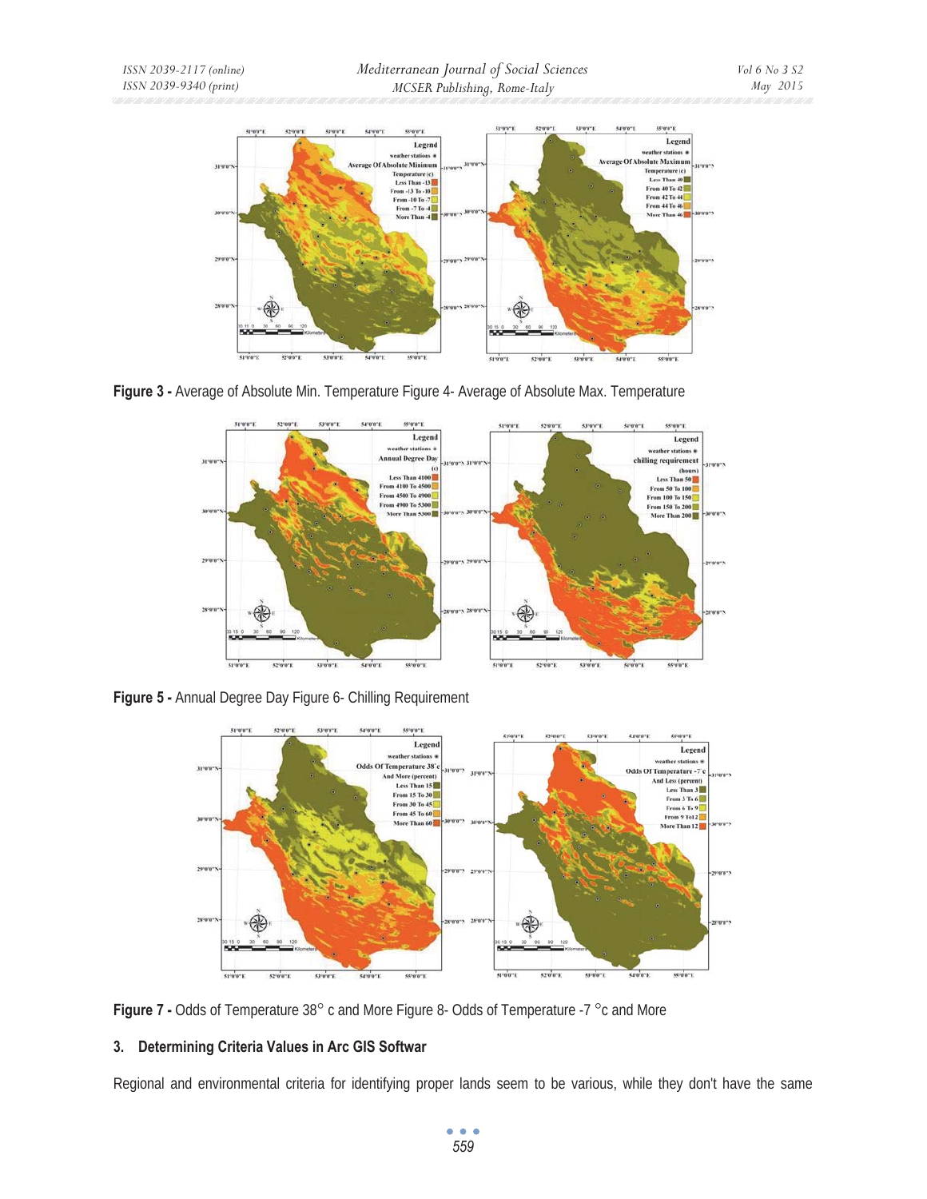**Figure 3 -** Average of Absolute Min. Temperature Figure 4- Average of Absolute Max. Temperature

**Figure 5 -** Annual Degree Day Figure 6- Chilling Requirement

**Figure 7 -** Odds of Temperature 38° c and More Figure 8- Odds of Temperature -7 °c and More

### 3. Determining Criteria Values in Arc GIS Softwar

Regional and environmental criteria for identifying proper lands seem to be various, while they don't have the same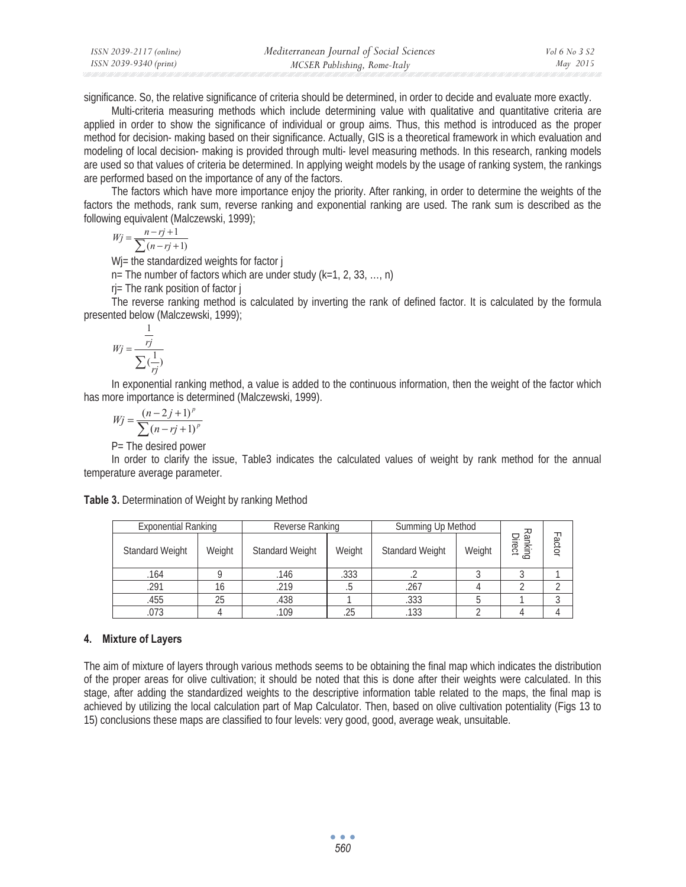significance. So, the relative significance of criteria should be determined, in order to decide and evaluate more exactly.

Multi-criteria measuring methods which include determining value with qualitative and quantitative criteria are applied in order to show the significance of individual or group aims. Thus, this method is introduced as the proper method for decision- making based on their significance. Actually, GIS is a theoretical framework in which evaluation and modeling of local decision- making is provided through multi- level measuring methods. In this research, ranking models are used so that values of criteria be determined. In applying weight models by the usage of ranking system, the rankings are performed based on the importance of any of the factors.

The factors which have more importance enjoy the priority. After ranking, in order to determine the weights of the factors the methods, rank sum, reverse ranking and exponential ranking are used. The rank sum is described as the following equivalent (Malczewski, 1999);

$$Wj = \frac{n - rj + 1}{\sum (n - rj + 1)}$$

Wj= the standardized weights for factor j

n= The number of factors which are under study (k=1, 2, 33, …, n)

rj= The rank position of factor j

The reverse ranking method is calculated by inverting the rank of defined factor. It is calculated by the formula presented below (Malczewski, 1999);

$$Wj = \frac{\frac{1}{rj}}{\sum (\frac{1}{rj})}$$

In exponential ranking method, a value is added to the continuous information, then the weight of the factor which has more importance is determined (Malczewski, 1999).

$$Wj = \frac{(n - 2j + 1)^{p}}{\sum (n - rj + 1)^{p}}$$

P= The desired power

In order to clarify the issue, Table3 indicates the calculated values of weight by rank method for the annual temperature average parameter.

**Table 3.** Determination of Weight by ranking Method

| Exponential Ranking | | Reverse Ranking | | Summing Up Method | | Ranking Direct | Factor |
|---|---|---|---|---|---|---|---|
| Standard Weight | Weight | Standard Weight | Weight | Standard Weight | Weight | | |
| .164 | 9 | .146 | .333 | .2 | 3 | 3 | 1 |
| .291 | 16 | .219 | .5 | .267 | 4 | 2 | 2 |
| .455 | 25 | .438 | 1 | .333 | 5 | 1 | 3 |
| .073 | 4 | .109 | .25 | .133 | 2 | 4 | 4 |

## 4. Mixture of Layers

The aim of mixture of layers through various methods seems to be obtaining the final map which indicates the distribution of the proper areas for olive cultivation; it should be noted that this is done after their weights were calculated. In this stage, after adding the standardized weights to the descriptive information table related to the maps, the final map is achieved by utilizing the local calculation part of Map Calculator. Then, based on olive cultivation potentiality (Figs 13 to 15) conclusions these maps are classified to four levels: very good, good, average weak, unsuitable.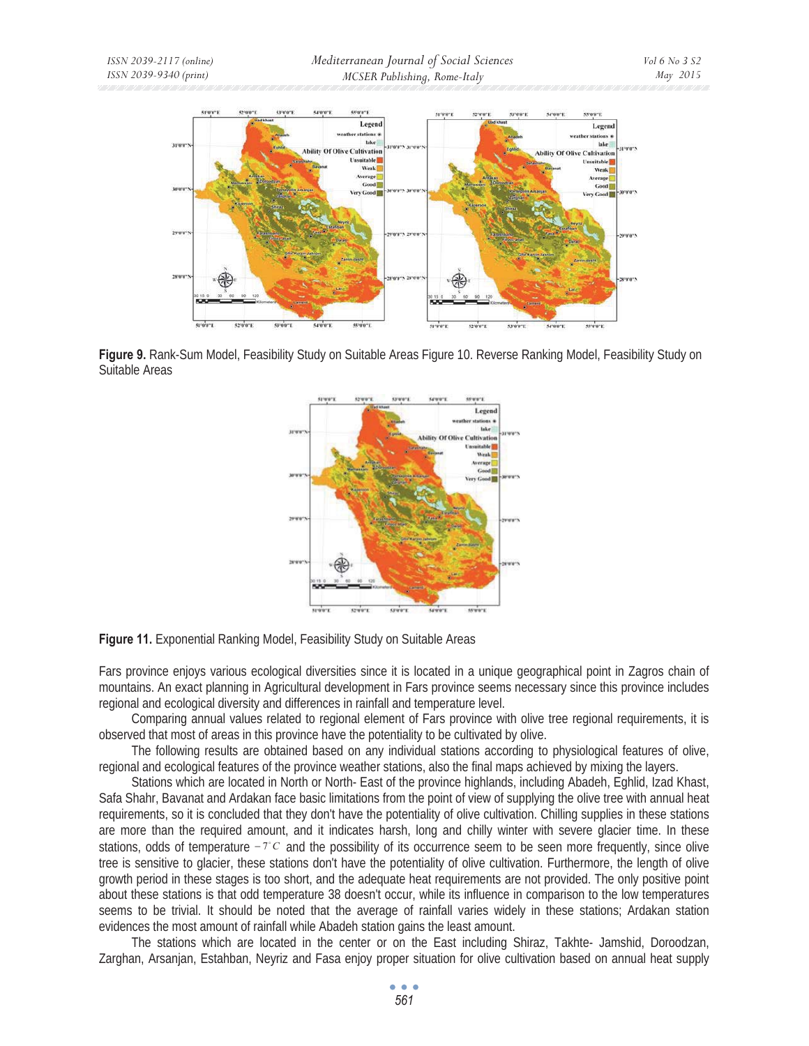**Figure 9.** Rank-Sum Model, Feasibility Study on Suitable Areas Figure 10. Reverse Ranking Model, Feasibility Study on Suitable Areas

**Figure 11.** Exponential Ranking Model, Feasibility Study on Suitable Areas

Fars province enjoys various ecological diversities since it is located in a unique geographical point in Zagros chain of mountains. An exact planning in Agricultural development in Fars province seems necessary since this province includes regional and ecological diversity and differences in rainfall and temperature level.

Comparing annual values related to regional element of Fars province with olive tree regional requirements, it is observed that most of areas in this province have the potentiality to be cultivated by olive.

The following results are obtained based on any individual stations according to physiological features of olive, regional and ecological features of the province weather stations, also the final maps achieved by mixing the layers.

Stations which are located in North or North- East of the province highlands, including Abadeh, Eghlid, Izad Khast, Safa Shahr, Bavanat and Ardakan face basic limitations from the point of view of supplying the olive tree with annual heat requirements, so it is concluded that they don't have the potentiality of olive cultivation. Chilling supplies in these stations are more than the required amount, and it indicates harsh, long and chilly winter with severe glacier time. In these stations, odds of temperature $-7^{\circ}C$ and the possibility of its occurrence seem to be seen more frequently, since olive tree is sensitive to glacier, these stations don't have the potentiality of olive cultivation. Furthermore, the length of olive growth period in these stages is too short, and the adequate heat requirements are not provided. The only positive point about these stations is that odd temperature 38 doesn't occur, while its influence in comparison to the low temperatures seems to be trivial. It should be noted that the average of rainfall varies widely in these stations; Ardakan station evidences the most amount of rainfall while Abadeh station gains the least amount.

The stations which are located in the center or on the East including Shiraz, Takhte- Jamshid, Doroodzan, Zarghan, Arsanjan, Estahban, Neyriz and Fasa enjoy proper situation for olive cultivation based on annual heat supply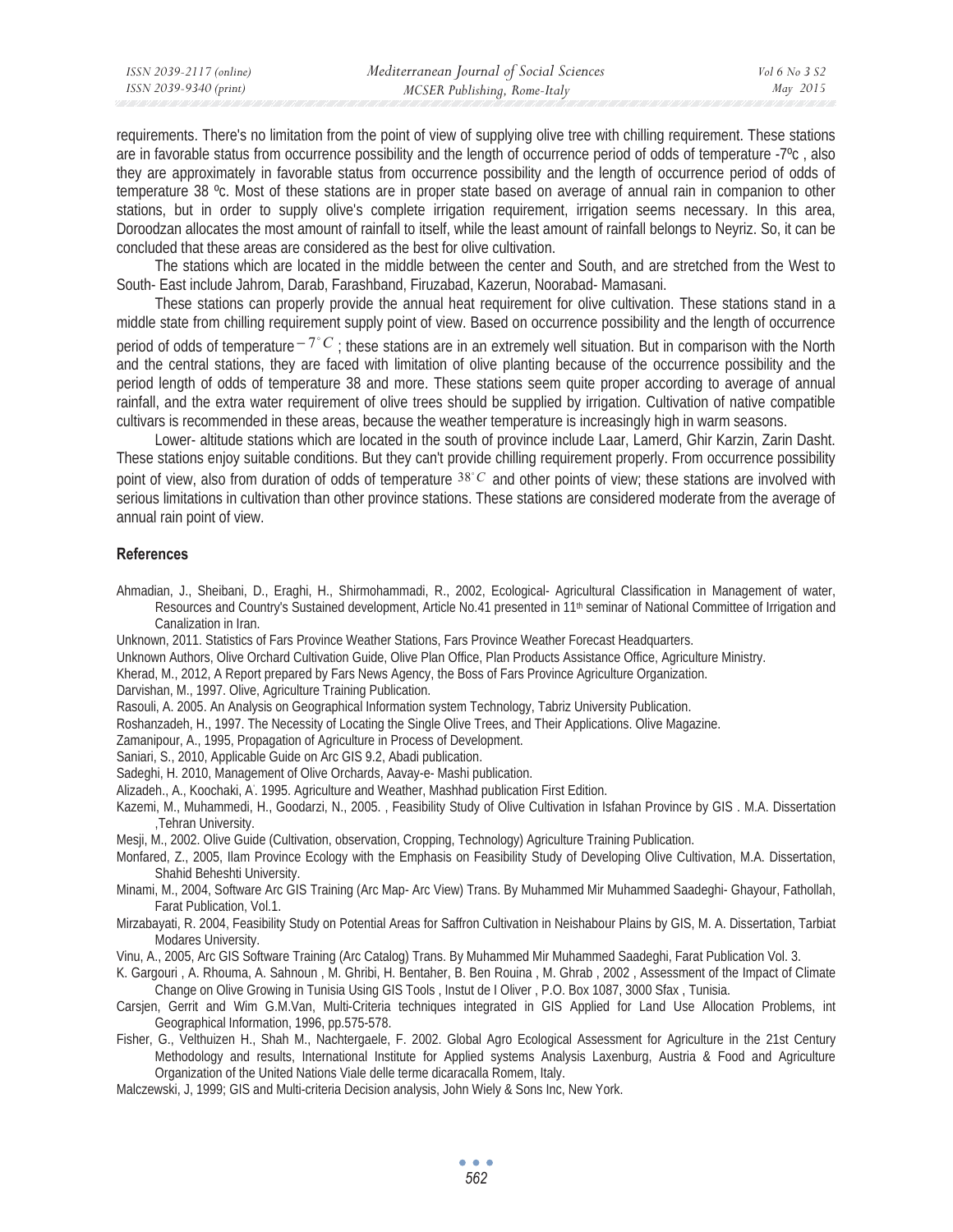requirements. There's no limitation from the point of view of supplying olive tree with chilling requirement. These stations are in favorable status from occurrence possibility and the length of occurrence period of odds of temperature -7ºc , also they are approximately in favorable status from occurrence possibility and the length of occurrence period of odds of temperature 38 ºc. Most of these stations are in proper state based on average of annual rain in companion to other stations, but in order to supply olive's complete irrigation requirement, irrigation seems necessary. In this area, Doroodzan allocates the most amount of rainfall to itself, while the least amount of rainfall belongs to Neyriz. So, it can be concluded that these areas are considered as the best for olive cultivation.

The stations which are located in the middle between the center and South, and are stretched from the West to South- East include Jahrom, Darab, Farashband, Firuzabad, Kazerun, Noorabad- Mamasani.

These stations can properly provide the annual heat requirement for olive cultivation. These stations stand in a middle state from chilling requirement supply point of view. Based on occurrence possibility and the length of occurrence period of odds of temperature $-7^{\circ}C$ ; these stations are in an extremely well situation. But in comparison with the North and the central stations, they are faced with limitation of olive planting because of the occurrence possibility and the period length of odds of temperature 38 and more. These stations seem quite proper according to average of annual rainfall, and the extra water requirement of olive trees should be supplied by irrigation. Cultivation of native compatible cultivars is recommended in these areas, because the weather temperature is increasingly high in warm seasons.

Lower- altitude stations which are located in the south of province include Laar, Lamerd, Ghir Karzin, Zarin Dasht. These stations enjoy suitable conditions. But they can't provide chilling requirement properly. From occurrence possibility point of view, also from duration of odds of temperature $38^{\circ}C$ and other points of view; these stations are involved with serious limitations in cultivation than other province stations. These stations are considered moderate from the average of annual rain point of view.

## References

Ahmadian, J., Sheibani, D., Eraghi, H., Shirmohammadi, R., 2002, Ecological- Agricultural Classification in Management of water, Resources and Country's Sustained development, Article No.41 presented in 11th seminar of National Committee of Irrigation and Canalization in Iran.

Unknown, 2011. Statistics of Fars Province Weather Stations, Fars Province Weather Forecast Headquarters.

Unknown Authors, Olive Orchard Cultivation Guide, Olive Plan Office, Plan Products Assistance Office, Agriculture Ministry.

Kherad, M., 2012, A Report prepared by Fars News Agency, the Boss of Fars Province Agriculture Organization.

Darvishan, M., 1997. Olive, Agriculture Training Publication.

Rasouli, A. 2005. An Analysis on Geographical Information system Technology, Tabriz University Publication.

Roshanzadeh, H., 1997. The Necessity of Locating the Single Olive Trees, and Their Applications. Olive Magazine.

Zamanipour, A., 1995, Propagation of Agriculture in Process of Development.

Saniari, S., 2010, Applicable Guide on Arc GIS 9.2, Abadi publication.

Sadeghi, H. 2010, Management of Olive Orchards, Aavay-e- Mashi publication.

Alizadeh., A., Koochaki, A. 1995. Agriculture and Weather, Mashhad publication First Edition.

Kazemi, M., Muhammedi, H., Goodarzi, N., 2005. , Feasibility Study of Olive Cultivation in Isfahan Province by GIS . M.A. Dissertation ,Tehran University.

Mesji, M., 2002. Olive Guide (Cultivation, observation, Cropping, Technology) Agriculture Training Publication.

Monfared, Z., 2005, Ilam Province Ecology with the Emphasis on Feasibility Study of Developing Olive Cultivation, M.A. Dissertation, Shahid Beheshti University.

Minami, M., 2004, Software Arc GIS Training (Arc Map- Arc View) Trans. By Muhammed Mir Muhammed Saadeghi- Ghayour, Fathollah, Farat Publication, Vol.1.

Mirzabayati, R. 2004, Feasibility Study on Potential Areas for Saffron Cultivation in Neishabour Plains by GIS, M. A. Dissertation, Tarbiat Modares University.

Vinu, A., 2005, Arc GIS Software Training (Arc Catalog) Trans. By Muhammed Mir Muhammed Saadeghi, Farat Publication Vol. 3.

K. Gargouri , A. Rhouma, A. Sahnoun , M. Ghribi, H. Bentaher, B. Ben Rouina , M. Ghrab , 2002 , Assessment of the Impact of Climate Change on Olive Growing in Tunisia Using GIS Tools , Instut de I Oliver , P.O. Box 1087, 3000 Sfax , Tunisia.

Carsjen, Gerrit and Wim G.M.Van, Multi-Criteria techniques integrated in GIS Applied for Land Use Allocation Problems, int Geographical Information, 1996, pp.575-578.

Fisher, G., Velthuizen H., Shah M., Nachtergaele, F. 2002. Global Agro Ecological Assessment for Agriculture in the 21st Century Methodology and results, International Institute for Applied systems Analysis Laxenburg, Austria & Food and Agriculture Organization of the United Nations Viale delle terme dicaracalla Romem, Italy.

Malczewski, J, 1999; GIS and Multi-criteria Decision analysis, John Wiely & Sons Inc, New York.